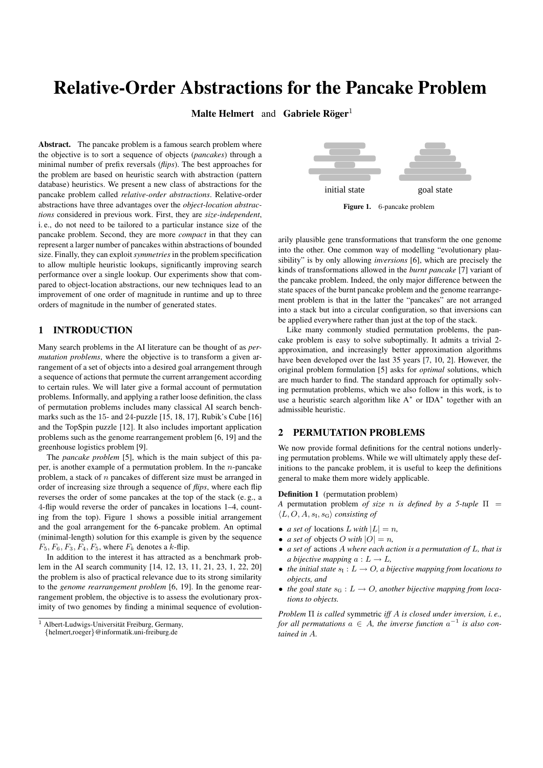# Relative-Order Abstractions for the Pancake Problem

**Malte Helmert** and **Gabriele Röger**[1]

**Abstract.** The pancake problem is a famous search problem where the objective is to sort a sequence of objects (*pancakes*) through a minimal number of prefix reversals (*flips*). The best approaches for the problem are based on heuristic search with abstraction (pattern database) heuristics. We present a new class of abstractions for the pancake problem called *relative-order abstractions*. Relative-order abstractions have three advantages over the *object-location abstractions* considered in previous work. First, they are *size-independent*, i. e., do not need to be tailored to a particular instance size of the pancake problem. Second, they are more *compact* in that they can represent a larger number of pancakes within abstractions of bounded size. Finally, they can exploit *symmetries* in the problem specification to allow multiple heuristic lookups, significantly improving search performance over a single lookup. Our experiments show that compared to object-location abstractions, our new techniques lead to an improvement of one order of magnitude in runtime and up to three orders of magnitude in the number of generated states.

## 1 INTRODUCTION

Many search problems in the AI literature can be thought of as *permutation problems*, where the objective is to transform a given arrangement of a set of objects into a desired goal arrangement through a sequence of actions that permute the current arrangement according to certain rules. We will later give a formal account of permutation problems. Informally, and applying a rather loose definition, the class of permutation problems includes many classical AI search benchmarks such as the 15- and 24-puzzle [15, 18, 17], Rubik's Cube [16] and the TopSpin puzzle [12]. It also includes important application problems such as the genome rearrangement problem [6, 19] and the greenhouse logistics problem [9].

The *pancake problem* [5], which is the main subject of this paper, is another example of a permutation problem. In the $n$-pancake problem, a stack of $n$ pancakes of different size must be arranged in order of increasing size through a sequence of *flips*, where each flip reverses the order of some pancakes at the top of the stack (e. g., a 4-flip would reverse the order of pancakes in locations 1–4, counting from the top). Figure 1 shows a possible initial arrangement and the goal arrangement for the 6-pancake problem. An optimal (minimal-length) solution for this example is given by the sequence $F_5, F_6, F_3, F_4, F_5$, where $F_k$ denotes a $k$-flip.

In addition to the interest it has attracted as a benchmark problem in the AI search community [14, 12, 13, 11, 21, 23, 1, 22, 20] the problem is also of practical relevance due to its strong similarity to the *genome rearrangement problem* [6, 19]. In the genome rearrangement problem, the objective is to assess the evolutionary proximity of two genomes by finding a minimal sequence of evolutionarily plausible gene transformations that transform the one genome into the other. One common way of modelling "evolutionary plausibility" is by only allowing *inversions* [6], which are precisely the kinds of transformations allowed in the *burnt pancake* [7] variant of the pancake problem. Indeed, the only major difference between the state spaces of the burnt pancake problem and the genome rearrangement problem is that in the latter the "pancakes" are not arranged into a stack but into a circular configuration, so that inversions can be applied everywhere rather than just at the top of the stack.

initial state goal state

**Figure 1.** 6-pancake problem

Like many commonly studied permutation problems, the pancake problem is easy to solve suboptimally. It admits a trivial 2-approximation, and increasingly better approximation algorithms have been developed over the last 35 years [7, 10, 2]. However, the original problem formulation [5] asks for *optimal* solutions, which are much harder to find. The standard approach for optimally solving permutation problems, which we also follow in this work, is to use a heuristic search algorithm like A$^*$ or IDA$^*$ together with an admissible heuristic.

## 2 PERMUTATION PROBLEMS

We now provide formal definitions for the central notions underlying permutation problems. While we will ultimately apply these definitions to the pancake problem, it is useful to keep the definitions general to make them more widely applicable.

**Definition 1** (permutation problem)
*A* permutation problem *of size $n$ is defined by a 5-tuple $\Pi = \langle L, O, A, s_I, s_G \rangle$ consisting of*

- *a set of* locations *$L$ with $|L| = n$,*
- *a set of* objects *$O$ with $|O| = n$,*
- *a set of* actions *$A$ where each action is a permutation of $L$, that is a bijective mapping $a : L \to L$,*
- *the initial state $s_I : L \to O$, a bijective mapping from locations to objects, and*
- *the goal state $s_G : L \to O$, another bijective mapping from locations to objects.*

*Problem $\Pi$ is called* symmetric *iff $A$ is closed under inversion, i. e., for all permutations $a \in A$, the inverse function $a^{-1}$ is also contained in $A$.*

[1] Albert-Ludwigs-Universität Freiburg, Germany, {helmert,roeger}@informatik.uni-freiburg.de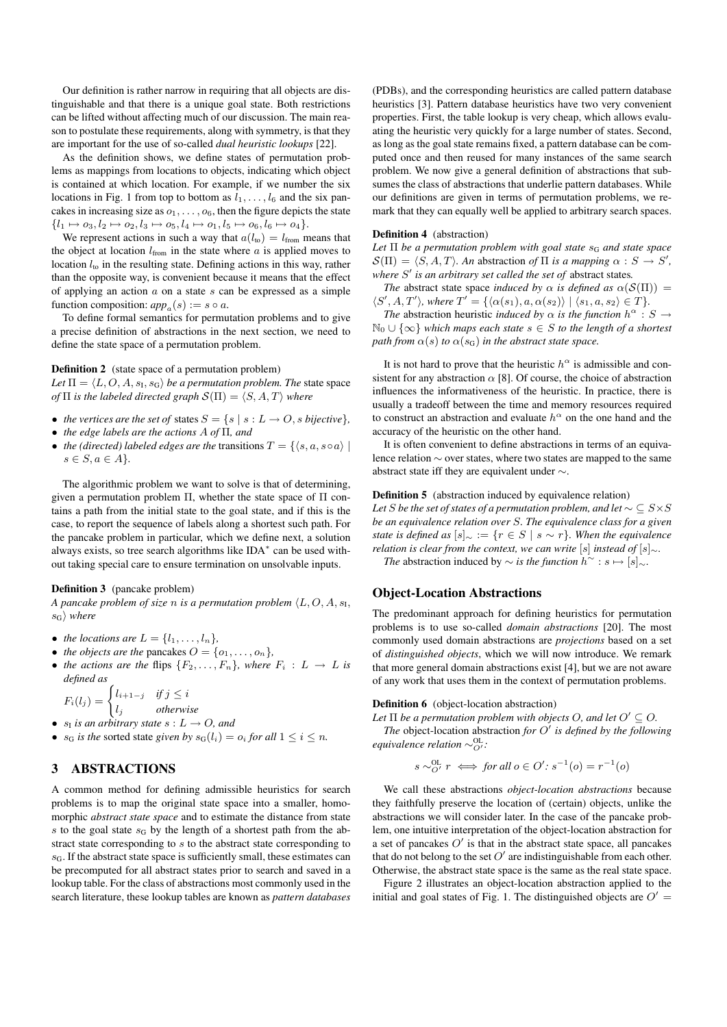Our definition is rather narrow in requiring that all objects are distinguishable and that there is a unique goal state. Both restrictions can be lifted without affecting much of our discussion. The main reason to postulate these requirements, along with symmetry, is that they are important for the use of so-called *dual heuristic lookups* [22].

As the definition shows, we define states of permutation problems as mappings from locations to objects, indicating which object is contained at which location. For example, if we number the six locations in Fig. 1 from top to bottom as $l_1, \dots, l_6$ and the six pancakes in increasing size as $o_1, \dots, o_6$, then the figure depicts the state $\{l_1 \mapsto o_3, l_2 \mapsto o_2, l_3 \mapsto o_5, l_4 \mapsto o_1, l_5 \mapsto o_6, l_6 \mapsto o_4\}$.

We represent actions in such a way that $a(l_{\text{to}}) = l_{\text{from}}$ means that the object at location $l_{\text{from}}$ in the state where $a$ is applied moves to location $l_{\text{to}}$ in the resulting state. Defining actions in this way, rather than the opposite way, is convenient because it means that the effect of applying an action $a$ on a state $s$ can be expressed as a simple function composition: $app_a(s) := s \circ a$.

To define formal semantics for permutation problems and to give a precise definition of abstractions in the next section, we need to define the state space of a permutation problem.

**Definition 2** (state space of a permutation problem)
*Let $\Pi = \langle L, O, A, s_{\text{I}}, s_{\text{G}} \rangle$ be a permutation problem. The* state space *of $\Pi$ is the labeled directed graph $\mathcal{S}(\Pi) = \langle S, A, T \rangle$ where*

- *the vertices are the set of* states $S = \{s \mid s : L \to O, s \text{ bijective}\}$,
- *the edge labels are the actions $A$ of $\Pi$, and*
- *the (directed) labeled edges are the* transitions $T = \{\langle s, a, s \circ a \rangle \mid s \in S, a \in A\}$.

The algorithmic problem we want to solve is that of determining, given a permutation problem $\Pi$, whether the state space of $\Pi$ contains a path from the initial state to the goal state, and if this is the case, to report the sequence of labels along a shortest such path. For the pancake problem in particular, which we define next, a solution always exists, so tree search algorithms like IDA$^*$ can be used without taking special care to ensure termination on unsolvable inputs.

**Definition 3** (pancake problem)
*A pancake problem of size $n$ is a permutation problem $\langle L, O, A, s_{\text{I}}, s_{\text{G}} \rangle$ where*

- *the locations are $L = \{l_1, \dots, l_n\}$,*
- *the objects are the* pancakes $O = \{o_1, \dots, o_n\}$,
- *the actions are the* flips $\{F_2, \dots, F_n\}$*, where $F_i : L \to L$ is defined as*
$$F_i(l_j) = \begin{cases} l_{i+1-j} & \text{if } j \le i \\ l_j & \text{otherwise} \end{cases}$$
- *$s_{\text{I}}$ is an arbitrary state $s : L \to O$, and*
- *$s_{\text{G}}$ is the* sorted state *given by $s_{\text{G}}(l_i) = o_i$ for all $1 \le i \le n$.*

## 3 ABSTRACTIONS

A common method for defining admissible heuristics for search problems is to map the original state space into a smaller, homomorphic *abstract state space* and to estimate the distance from state $s$ to the goal state $s_{\text{G}}$ by the length of a shortest path from the abstract state corresponding to $s$ to the abstract state corresponding to $s_{\text{G}}$. If the abstract state space is sufficiently small, these estimates can be precomputed for all abstract states prior to search and saved in a lookup table. For the class of abstractions most commonly used in the search literature, these lookup tables are known as *pattern databases* (PDBs), and the corresponding heuristics are called pattern database heuristics [3]. Pattern database heuristics have two very convenient properties. First, the table lookup is very cheap, which allows evaluating the heuristic very quickly for a large number of states. Second, as long as the goal state remains fixed, a pattern database can be computed once and then reused for many instances of the same search problem. We now give a general definition of abstractions that subsumes the class of abstractions that underlie pattern databases. While our definitions are given in terms of permutation problems, we remark that they can equally well be applied to arbitrary search spaces.

**Definition 4** (abstraction)
*Let $\Pi$ be a permutation problem with goal state $s_{\text{G}}$ and state space $\mathcal{S}(\Pi) = \langle S, A, T \rangle$. An* abstraction *of $\Pi$ is a mapping $\alpha : S \to S'$, where $S'$ is an arbitrary set called the set of* abstract states*.*

*The* abstract state space *induced by $\alpha$ is defined as $\alpha(\mathcal{S}(\Pi)) = \langle S', A, T' \rangle$, where $T' = \{\langle \alpha(s_1), a, \alpha(s_2) \rangle \mid \langle s_1, a, s_2 \rangle \in T\}$.*

*The* abstraction heuristic *induced by $\alpha$ is the function $h^\alpha : S \to \mathbb{N}_0 \cup \{\infty\}$ which maps each state $s \in S$ to the length of a shortest path from $\alpha(s)$ to $\alpha(s_{\text{G}})$ in the abstract state space.*

It is not hard to prove that the heuristic $h^\alpha$ is admissible and consistent for any abstraction $\alpha$ [8]. Of course, the choice of abstraction influences the informativeness of the heuristic. In practice, there is usually a tradeoff between the time and memory resources required to construct an abstraction and evaluate $h^\alpha$ on the one hand and the accuracy of the heuristic on the other hand.

It is often convenient to define abstractions in terms of an equivalence relation $\sim$ over states, where two states are mapped to the same abstract state iff they are equivalent under $\sim$.

**Definition 5** (abstraction induced by equivalence relation)
*Let $S$ be the set of states of a permutation problem, and let $\sim \subseteq S \times S$ be an equivalence relation over $S$. The equivalence class for a given state is defined as $[s]_\sim := \{r \in S \mid s \sim r\}$. When the equivalence relation is clear from the context, we can write $[s]$ instead of $[s]_\sim$.*

*The* abstraction induced by $\sim$ *is the function $h^\sim : s \mapsto [s]_\sim$.*

## Object-Location Abstractions

The predominant approach for defining heuristics for permutation problems is to use so-called *domain abstractions* [20]. The most commonly used domain abstractions are *projections* based on a set of *distinguished objects*, which we will now introduce. We remark that more general domain abstractions exist [4], but we are not aware of any work that uses them in the context of permutation problems.

**Definition 6** (object-location abstraction)
*Let $\Pi$ be a permutation problem with objects $O$, and let $O' \subseteq O$.*

*The* object-location abstraction *for $O'$ is defined by the following equivalence relation $\sim^{\text{OL}}_{O'}$:*

$$s \sim^{\text{OL}}_{O'} r \iff \text{for all } o \in O'\text{: } s^{-1}(o) = r^{-1}(o)$$

We call these abstractions *object-location abstractions* because they faithfully preserve the location of (certain) objects, unlike the abstractions we will consider later. In the case of the pancake problem, one intuitive interpretation of the object-location abstraction for a set of pancakes $O'$ is that in the abstract state space, all pancakes that do not belong to the set $O'$ are indistinguishable from each other. Otherwise, the abstract state space is the same as the real state space.

Figure 2 illustrates an object-location abstraction applied to the initial and goal states of Fig. 1. The distinguished objects are $O' =$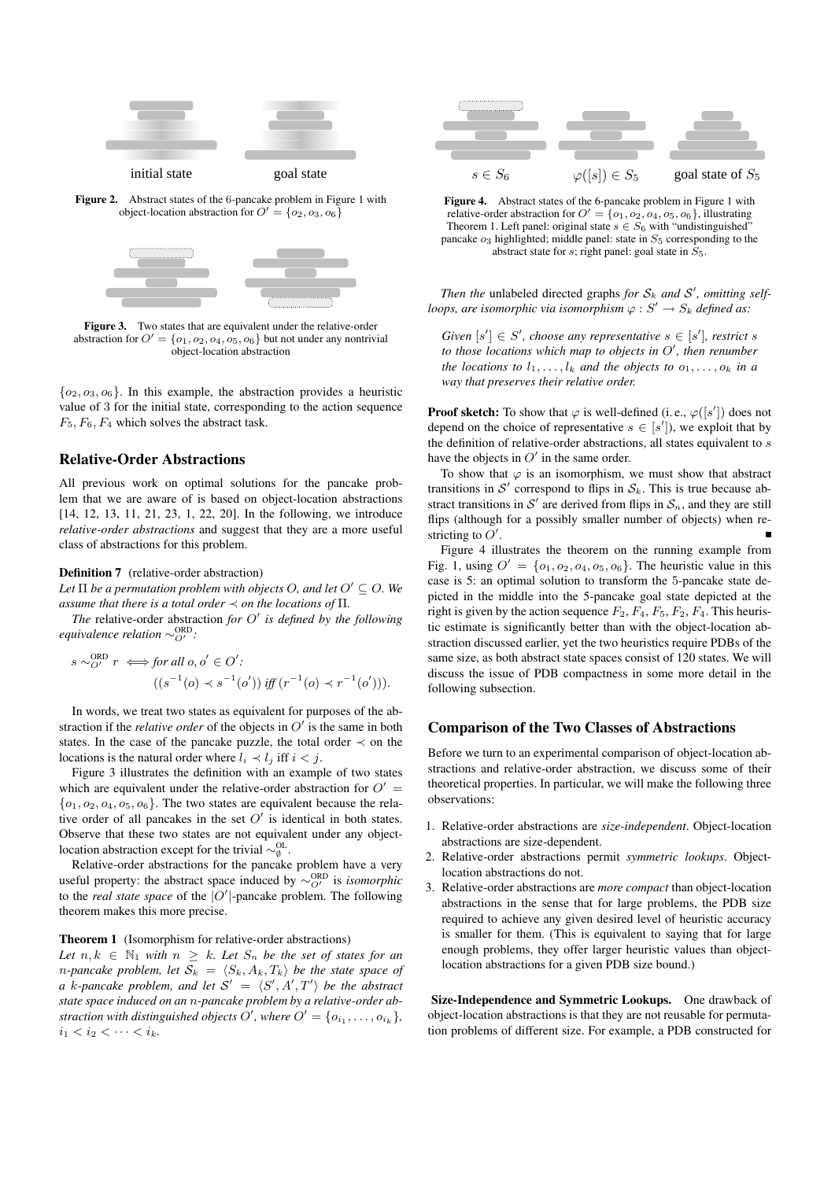initial state goal state

**Figure 2.** Abstract states of the 6-pancake problem in Figure 1 with object-location abstraction for $O' = \{o_2, o_3, o_6\}$

**Figure 3.** Two states that are equivalent under the relative-order abstraction for $O' = \{o_1, o_2, o_4, o_5, o_6\}$ but not under any nontrivial object-location abstraction

$\{o_2, o_3, o_6\}$. In this example, the abstraction provides a heuristic value of 3 for the initial state, corresponding to the action sequence $F_5, F_6, F_4$ which solves the abstract task.

## Relative-Order Abstractions

All previous work on optimal solutions for the pancake problem that we are aware of is based on object-location abstractions [14, 12, 13, 11, 21, 23, 1, 22, 20]. In the following, we introduce *relative-order abstractions* and suggest that they are a more useful class of abstractions for this problem.

**Definition 7** (relative-order abstraction)
*Let $\Pi$ be a permutation problem with objects $O$, and let $O' \subseteq O$. We assume that there is a total order $\prec$ on the locations of $\Pi$.*

*The* relative-order abstraction *for $O'$ is defined by the following equivalence relation $\sim^{\text{ORD}}_{O'}$:*

$$s \sim^{\text{ORD}}_{O'} r \iff \text{for all } o, o' \in O': \quad ((s^{-1}(o) \prec s^{-1}(o')) \text{ iff } (r^{-1}(o) \prec r^{-1}(o'))).$$

In words, we treat two states as equivalent for purposes of the abstraction if the *relative order* of the objects in $O'$ is the same in both states. In the case of the pancake puzzle, the total order $\prec$ on the locations is the natural order where $l_i \prec l_j$ iff $i < j$.

Figure 3 illustrates the definition with an example of two states which are equivalent under the relative-order abstraction for $O' = \{o_1, o_2, o_4, o_5, o_6\}$. The two states are equivalent because the relative order of all pancakes in the set $O'$ is identical in both states. Observe that these two states are not equivalent under any object-location abstraction except for the trivial $\sim^{\text{OL}}_{\emptyset}$.

Relative-order abstractions for the pancake problem have a very useful property: the abstract space induced by $\sim^{\text{ORD}}_{O'}$ is *isomorphic* to the *real state space* of the $|O'|$-pancake problem. The following theorem makes this more precise.

**Theorem 1** (Isomorphism for relative-order abstractions)
*Let $n, k \in \mathbb{N}_1$ with $n \geq k$. Let $S_n$ be the set of states for an $n$-pancake problem, let $\mathcal{S}_k = \langle S_k, A_k, T_k \rangle$ be the state space of a $k$-pancake problem, and let $\mathcal{S}' = \langle S', A', T' \rangle$ be the abstract state space induced on an $n$-pancake problem by a relative-order abstraction with distinguished objects $O'$, where $O' = \{o_{i_1}, \ldots, o_{i_k}\}$, $i_1 < i_2 < \cdots < i_k$.*

*Then the* unlabeled directed graphs *for $\mathcal{S}_k$ and $\mathcal{S}'$, omitting self-loops, are isomorphic via isomorphism $\varphi : S' \to S_k$ defined as:*

*Given $[s'] \in S'$, choose any representative $s \in [s']$, restrict $s$ to those locations which map to objects in $O'$, then renumber the locations to $l_1, \ldots, l_k$ and the objects to $o_1, \ldots, o_k$ in a way that preserves their relative order.*

**Proof sketch:** To show that $\varphi$ is well-defined (i. e., $\varphi([s'])$ does not depend on the choice of representative $s \in [s']$), we exploit that by the definition of relative-order abstractions, all states equivalent to $s$ have the objects in $O'$ in the same order.

To show that $\varphi$ is an isomorphism, we must show that abstract transitions in $\mathcal{S}'$ correspond to flips in $\mathcal{S}_k$. This is true because abstract transitions in $\mathcal{S}'$ are derived from flips in $\mathcal{S}_n$, and they are still flips (although for a possibly smaller number of objects) when restricting to $O'$. ■

$s \in S_6$ $\varphi([s]) \in S_5$ goal state of $S_5$

**Figure 4.** Abstract states of the 6-pancake problem in Figure 1 with relative-order abstraction for $O' = \{o_1, o_2, o_4, o_5, o_6\}$, illustrating Theorem 1. Left panel: original state $s \in S_6$ with "undistinguished" pancake $o_3$ highlighted; middle panel: state in $S_5$ corresponding to the abstract state for $s$; right panel: goal state in $S_5$.

Figure 4 illustrates the theorem on the running example from Fig. 1, using $O' = \{o_1, o_2, o_4, o_5, o_6\}$. The heuristic value in this case is 5: an optimal solution to transform the 5-pancake state depicted in the middle into the 5-pancake goal state depicted at the right is given by the action sequence $F_2, F_4, F_5, F_2, F_4$. This heuristic estimate is significantly better than with the object-location abstraction discussed earlier, yet the two heuristics require PDBs of the same size, as both abstract state spaces consist of 120 states. We will discuss the issue of PDB compactness in some more detail in the following subsection.

## Comparison of the Two Classes of Abstractions

Before we turn to an experimental comparison of object-location abstractions and relative-order abstraction, we discuss some of their theoretical properties. In particular, we will make the following three observations:

1. Relative-order abstractions are *size-independent*. Object-location abstractions are size-dependent.
2. Relative-order abstractions permit *symmetric lookups*. Object-location abstractions do not.
3. Relative-order abstractions are *more compact* than object-location abstractions in the sense that for large problems, the PDB size required to achieve any given desired level of heuristic accuracy is smaller for them. (This is equivalent to saying that for large enough problems, they offer larger heuristic values than object-location abstractions for a given PDB size bound.)

**Size-Independence and Symmetric Lookups.** One drawback of object-location abstractions is that they are not reusable for permutation problems of different size. For example, a PDB constructed for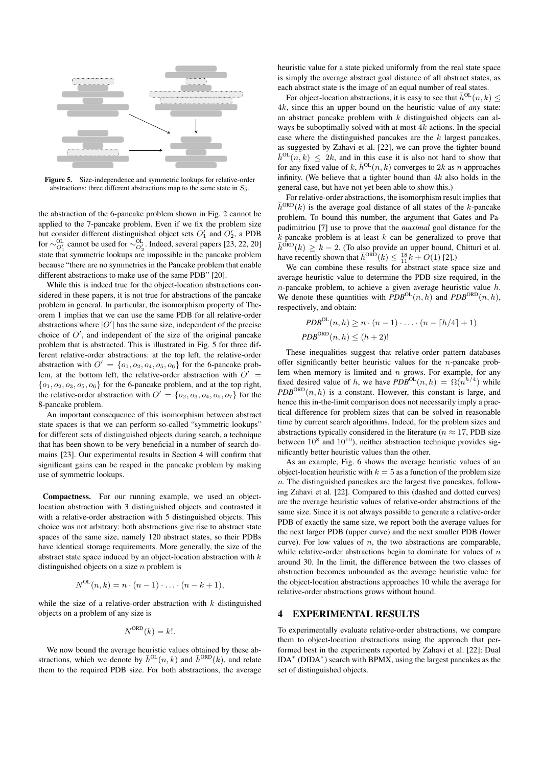Figure 5. Size-independence and symmetric lookups for relative-order abstractions: three different abstractions map to the same state in $S_5$.

the abstraction of the 6-pancake problem shown in Fig. 2 cannot be applied to the 7-pancake problem. Even if we fix the problem size but consider different distinguished object sets $O'_1$ and $O'_2$, a PDB for $\sim^{\text{OL}}_{O'_1}$ cannot be used for $\sim^{\text{OL}}_{O'_2}$. Indeed, several papers [23, 22, 20] state that symmetric lookups are impossible in the pancake problem because "there are no symmetries in the Pancake problem that enable different abstractions to make use of the same PDB" [20].

While this is indeed true for the object-location abstractions considered in these papers, it is not true for abstractions of the pancake problem in general. In particular, the isomorphism property of Theorem 1 implies that we can use the same PDB for all relative-order abstractions where $|O'|$ has the same size, independent of the precise choice of $O'$, and independent of the size of the original pancake problem that is abstracted. This is illustrated in Fig. 5 for three different relative-order abstractions: at the top left, the relative-order abstraction with $O' = \{o_1, o_2, o_4, o_5, o_6\}$ for the 6-pancake problem, at the bottom left, the relative-order abstraction with $O' = \{o_1, o_2, o_3, o_5, o_6\}$ for the 6-pancake problem, and at the top right, the relative-order abstraction with $O' = \{o_2, o_3, o_4, o_5, o_7\}$ for the 8-pancake problem.

An important consequence of this isomorphism between abstract state spaces is that we can perform so-called "symmetric lookups" for different sets of distinguished objects during search, a technique that has been shown to be very beneficial in a number of search domains [23]. Our experimental results in Section 4 will confirm that significant gains can be reaped in the pancake problem by making use of symmetric lookups.

**Compactness.** For our running example, we used an object-location abstraction with 3 distinguished objects and contrasted it with a relative-order abstraction with 5 distinguished objects. This choice was not arbitrary: both abstractions give rise to abstract state spaces of the same size, namely 120 abstract states, so their PDBs have identical storage requirements. More generally, the size of the abstract state space induced by an object-location abstraction with $k$ distinguished objects on a size $n$ problem is

$$N^{\text{OL}}(n, k) = n \cdot (n-1) \cdot \ldots \cdot (n-k+1),$$

while the size of a relative-order abstraction with $k$ distinguished objects on a problem of any size is

$$N^{\text{ORD}}(k) = k!.$$

We now bound the average heuristic values obtained by these abstractions, which we denote by $\bar{h}^{\text{OL}}(n, k)$ and $\bar{h}^{\text{ORD}}(k)$, and relate them to the required PDB size. For both abstractions, the average heuristic value for a state picked uniformly from the real state space is simply the average abstract goal distance of all abstract states, as each abstract state is the image of an equal number of real states.

For object-location abstractions, it is easy to see that $\bar{h}^{\text{OL}}(n, k) \leq 4k$, since this an upper bound on the heuristic value of *any* state: an abstract pancake problem with $k$ distinguished objects can always be suboptimally solved with at most $4k$ actions. In the special case where the distinguished pancakes are the $k$ largest pancakes, as suggested by Zahavi et al. [22], we can prove the tighter bound $\bar{h}^{\text{OL}}(n, k) \leq 2k$, and in this case it is also not hard to show that for any fixed value of $k$, $\bar{h}^{\text{OL}}(n, k)$ converges to $2k$ as $n$ approaches infinity. (We believe that a tighter bound than $4k$ also holds in the general case, but have not yet been able to show this.)

For relative-order abstractions, the isomorphism result implies that $\bar{h}^{\text{ORD}}(k)$ is the average goal distance of all states of the $k$-pancake problem. To bound this number, the argument that Gates and Papadimitriou [7] use to prove that the *maximal* goal distance for the $k$-pancake problem is at least $k$ can be generalized to prove that $\bar{h}^{\text{ORD}}(k) \geq k - 2$. (To also provide an upper bound, Chitturi et al. have recently shown that $\bar{h}^{\text{ORD}}(k) \leq \frac{18}{11}k + O(1)$ [2].)

We can combine these results for abstract state space size and average heuristic value to determine the PDB size required, in the $n$-pancake problem, to achieve a given average heuristic value $h$. We denote these quantities with $\mathit{PDB}^{\text{OL}}(n, h)$ and $\mathit{PDB}^{\text{ORD}}(n, h)$, respectively, and obtain:

$$\mathit{PDB}^{\text{OL}}(n, h) \geq n \cdot (n-1) \cdot \ldots \cdot (n - \lceil h/4 \rceil + 1)$$
$$\mathit{PDB}^{\text{ORD}}(n, h) \leq (h+2)!$$

These inequalities suggest that relative-order pattern databases offer significantly better heuristic values for the $n$-pancake problem when memory is limited and $n$ grows. For example, for any fixed desired value of $h$, we have $\mathit{PDB}^{\text{OL}}(n, h) = \Omega(n^{h/4})$ while $\mathit{PDB}^{\text{ORD}}(n, h)$ is a constant. However, this constant is large, and hence this in-the-limit comparison does not necessarily imply a practical difference for problem sizes that can be solved in reasonable time by current search algorithms. Indeed, for the problem sizes and abstractions typically considered in the literature ($n \approx 17$, PDB size between $10^8$ and $10^{10}$), neither abstraction technique provides significantly better heuristic values than the other.

As an example, Fig. 6 shows the average heuristic values of an object-location heuristic with $k = 5$ as a function of the problem size $n$. The distinguished pancakes are the largest five pancakes, following Zahavi et al. [22]. Compared to this (dashed and dotted curves) are the average heuristic values of relative-order abstractions of the same size. Since it is not always possible to generate a relative-order PDB of exactly the same size, we report both the average values for the next larger PDB (upper curve) and the next smaller PDB (lower curve). For low values of $n$, the two abstractions are comparable, while relative-order abstractions begin to dominate for values of $n$ around 30. In the limit, the difference between the two classes of abstraction becomes unbounded as the average heuristic value for the object-location abstractions approaches 10 while the average for relative-order abstractions grows without bound.

# 4 EXPERIMENTAL RESULTS

To experimentally evaluate relative-order abstractions, we compare them to object-location abstractions using the approach that performed best in the experiments reported by Zahavi et al. [22]: Dual IDA* (DIDA*) search with BPMX, using the largest pancakes as the set of distinguished objects.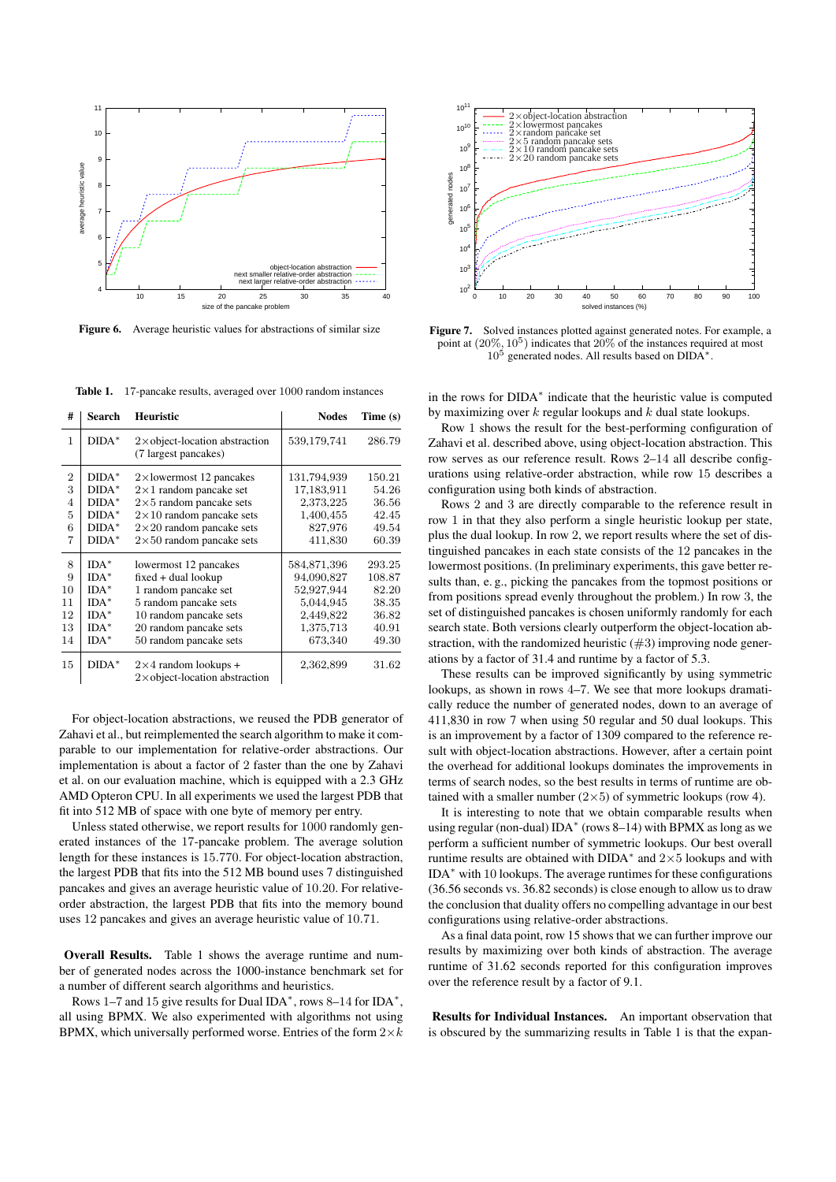**Figure 6.** Average heuristic values for abstractions of similar size

**Figure 7.** Solved instances plotted against generated notes. For example, a point at $(20\%, 10^5)$ indicates that 20% of the instances required at most $10^5$ generated nodes. All results based on DIDA*.

**Table 1.** 17-pancake results, averaged over 1000 random instances

| # | Search | Heuristic | Nodes | Time (s) |
|---|---|---|---|---|
| 1 | DIDA* | 2×object-location abstraction (7 largest pancakes) | 539,179,741 | 286.79 |
| 2 | DIDA* | 2×lowermost 12 pancakes | 131,794,939 | 150.21 |
| 3 | DIDA* | 2×1 random pancake set | 17,183,911 | 54.26 |
| 4 | DIDA* | 2×5 random pancake sets | 2,373,225 | 36.56 |
| 5 | DIDA* | 2×10 random pancake sets | 1,400,455 | 42.45 |
| 6 | DIDA* | 2×20 random pancake sets | 827,976 | 49.54 |
| 7 | DIDA* | 2×50 random pancake sets | 411,830 | 60.39 |
| 8 | IDA* | lowermost 12 pancakes | 584,871,396 | 293.25 |
| 9 | IDA* | fixed + dual lookup | 94,090,827 | 108.87 |
| 10 | IDA* | 1 random pancake set | 52,927,944 | 82.20 |
| 11 | IDA* | 5 random pancake sets | 5,044,945 | 38.35 |
| 12 | IDA* | 10 random pancake sets | 2,449,822 | 36.82 |
| 13 | IDA* | 20 random pancake sets | 1,375,713 | 40.91 |
| 14 | IDA* | 50 random pancake sets | 673,340 | 49.30 |
| 15 | DIDA* | 2×4 random lookups + 2×object-location abstraction | 2,362,899 | 31.62 |

For object-location abstractions, we reused the PDB generator of Zahavi et al., but reimplemented the search algorithm to make it comparable to our implementation for relative-order abstractions. Our implementation is about a factor of 2 faster than the one by Zahavi et al. on our evaluation machine, which is equipped with a 2.3 GHz AMD Opteron CPU. In all experiments we used the largest PDB that fit into 512 MB of space with one byte of memory per entry.

Unless stated otherwise, we report results for 1000 randomly generated instances of the 17-pancake problem. The average solution length for these instances is 15.770. For object-location abstraction, the largest PDB that fits into the 512 MB bound uses 7 distinguished pancakes and gives an average heuristic value of 10.20. For relative-order abstraction, the largest PDB that fits into the memory bound uses 12 pancakes and gives an average heuristic value of 10.71.

**Overall Results.** Table 1 shows the average runtime and number of generated nodes across the 1000-instance benchmark set for a number of different search algorithms and heuristics.

Rows 1–7 and 15 give results for Dual IDA*, rows 8–14 for IDA*, all using BPMX. We also experimented with algorithms not using BPMX, which universally performed worse. Entries of the form $2\times k$ in the rows for DIDA* indicate that the heuristic value is computed by maximizing over $k$ regular lookups and $k$ dual state lookups.

Row 1 shows the result for the best-performing configuration of Zahavi et al. described above, using object-location abstraction. This row serves as our reference result. Rows 2–14 all describe configurations using relative-order abstraction, while row 15 describes a configuration using both kinds of abstraction.

Rows 2 and 3 are directly comparable to the reference result in row 1 in that they also perform a single heuristic lookup per state, plus the dual lookup. In row 2, we report results where the set of distinguished pancakes in each state consists of the 12 pancakes in the lowermost positions. (In preliminary experiments, this gave better results than, e. g., picking the pancakes from the topmost positions or from positions spread evenly throughout the problem.) In row 3, the set of distinguished pancakes is chosen uniformly randomly for each search state. Both versions clearly outperform the object-location abstraction, with the randomized heuristic (#3) improving node generations by a factor of 31.4 and runtime by a factor of 5.3.

These results can be improved significantly by using symmetric lookups, as shown in rows 4–7. We see that more lookups dramatically reduce the number of generated nodes, down to an average of 411,830 in row 7 when using 50 regular and 50 dual lookups. This is an improvement by a factor of 1309 compared to the reference result with object-location abstractions. However, after a certain point the overhead for additional lookups dominates the improvements in terms of search nodes, so the best results in terms of runtime are obtained with a smaller number ($2\times5$) of symmetric lookups (row 4).

It is interesting to note that we obtain comparable results when using regular (non-dual) IDA* (rows 8–14) with BPMX as long as we perform a sufficient number of symmetric lookups. Our best overall runtime results are obtained with DIDA* and $2\times5$ lookups and with IDA* with 10 lookups. The average runtimes for these configurations (36.56 seconds vs. 36.82 seconds) is close enough to allow us to draw the conclusion that duality offers no compelling advantage in our best configurations using relative-order abstractions.

As a final data point, row 15 shows that we can further improve our results by maximizing over both kinds of abstraction. The average runtime of 31.62 seconds reported for this configuration improves over the reference result by a factor of 9.1.

**Results for Individual Instances.** An important observation that is obscured by the summarizing results in Table 1 is that the expan-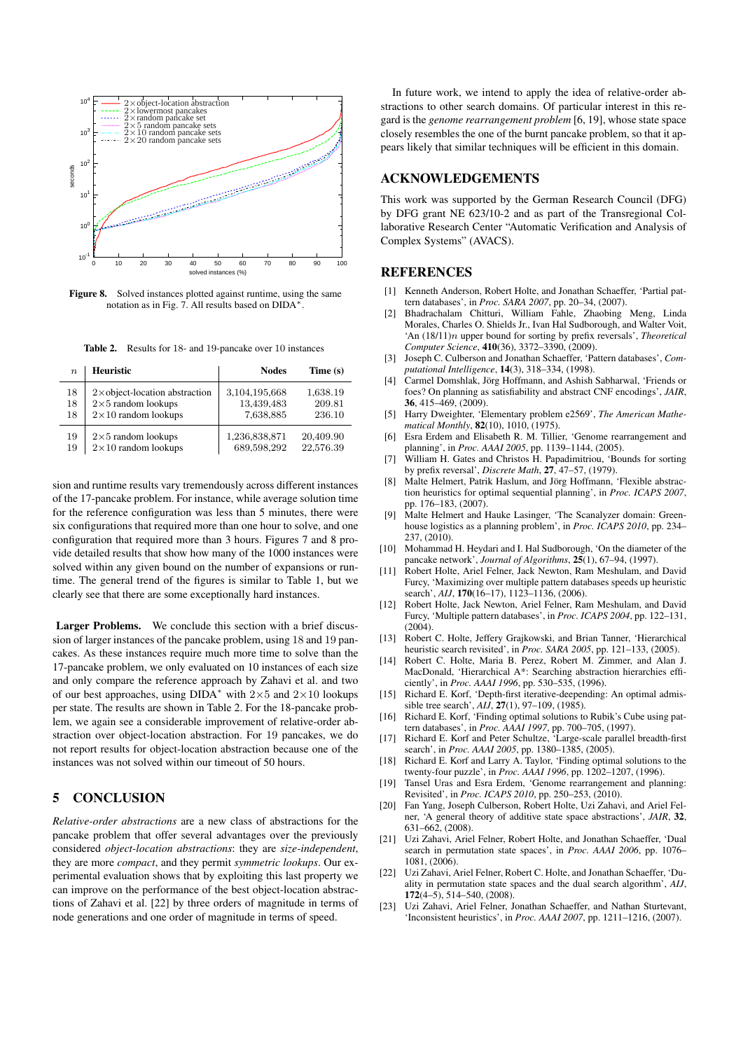$10^4$
2×object-location abstraction
2×lowermost pancakes
2×random pancake set
2×5 random pancake sets
2×10 random pancake sets
2×20 random pancake sets
$10^3$
$10^2$
seconds
$10^1$
$10^0$
$10^{-1}$
0 10 20 30 40 50 60 70 80 90 100
solved instances (%)

**Figure 8.** Solved instances plotted against runtime, using the same notation as in Fig. 7. All results based on DIDA*.

**Table 2.** Results for 18- and 19-pancake over 10 instances

| $n$ | Heuristic | Nodes | Time (s) |
|---|---|---|---|
| 18 | 2×object-location abstraction | 3,104,195,668 | 1,638.19 |
| 18 | 2×5 random lookups | 13,439,483 | 209.81 |
| 18 | 2×10 random lookups | 7,638,885 | 236.10 |
| 19 | 2×5 random lookups | 1,236,838,871 | 20,409.90 |
| 19 | 2×10 random lookups | 689,598,292 | 22,576.39 |

sion and runtime results vary tremendously across different instances of the 17-pancake problem. For instance, while average solution time for the reference configuration was less than 5 minutes, there were six configurations that required more than one hour to solve, and one configuration that required more than 3 hours. Figures 7 and 8 provide detailed results that show how many of the 1000 instances were solved within any given bound on the number of expansions or runtime. The general trend of the figures is similar to Table 1, but we clearly see that there are some exceptionally hard instances.

**Larger Problems.** We conclude this section with a brief discussion of larger instances of the pancake problem, using 18 and 19 pancakes. As these instances require much more time to solve than the 17-pancake problem, we only evaluated on 10 instances of each size and only compare the reference approach by Zahavi et al. and two of our best approaches, using DIDA* with 2×5 and 2×10 lookups per state. The results are shown in Table 2. For the 18-pancake problem, we again see a considerable improvement of relative-order abstraction over object-location abstraction. For 19 pancakes, we do not report results for object-location abstraction because one of the instances was not solved within our timeout of 50 hours.

## 5 CONCLUSION

*Relative-order abstractions* are a new class of abstractions for the pancake problem that offer several advantages over the previously considered *object-location abstractions*: they are *size-independent*, they are more *compact*, and they permit *symmetric lookups*. Our experimental evaluation shows that by exploiting this last property we can improve on the performance of the best object-location abstractions of Zahavi et al. [22] by three orders of magnitude in terms of node generations and one order of magnitude in terms of speed.

In future work, we intend to apply the idea of relative-order abstractions to other search domains. Of particular interest in this regard is the *genome rearrangement problem* [6, 19], whose state space closely resembles the one of the burnt pancake problem, so that it appears likely that similar techniques will be efficient in this domain.

## ACKNOWLEDGEMENTS

This work was supported by the German Research Council (DFG) by DFG grant NE 623/10-2 and as part of the Transregional Collaborative Research Center "Automatic Verification and Analysis of Complex Systems" (AVACS).

## REFERENCES

[1] Kenneth Anderson, Robert Holte, and Jonathan Schaeffer, 'Partial pattern databases', in *Proc. SARA 2007*, pp. 20–34, (2007).

[2] Bhadrachalam Chitturi, William Fahle, Zhaobing Meng, Linda Morales, Charles O. Shields Jr., Ivan Hal Sudborough, and Walter Voit, 'An (18/11)$n$ upper bound for sorting by prefix reversals', *Theoretical Computer Science*, **410**(36), 3372–3390, (2009).

[3] Joseph C. Culberson and Jonathan Schaeffer, 'Pattern databases', *Computational Intelligence*, **14**(3), 318–334, (1998).

[4] Carmel Domshlak, Jörg Hoffmann, and Ashish Sabharwal, 'Friends or foes? On planning as satisfiability and abstract CNF encodings', *JAIR*, **36**, 415–469, (2009).

[5] Harry Dweighter, 'Elementary problem e2569', *The American Mathematical Monthly*, **82**(10), 1010, (1975).

[6] Esra Erdem and Elisabeth R. M. Tillier, 'Genome rearrangement and planning', in *Proc. AAAI 2005*, pp. 1139–1144, (2005).

[7] William H. Gates and Christos H. Papadimitriou, 'Bounds for sorting by prefix reversal', *Discrete Math*, **27**, 47–57, (1979).

[8] Malte Helmert, Patrik Haslum, and Jörg Hoffmann, 'Flexible abstraction heuristics for optimal sequential planning', in *Proc. ICAPS 2007*, pp. 176–183, (2007).

[9] Malte Helmert and Hauke Lasinger, 'The Scanalyzer domain: Greenhouse logistics as a planning problem', in *Proc. ICAPS 2010*, pp. 234–237, (2010).

[10] Mohammad H. Heydari and I. Hal Sudborough, 'On the diameter of the pancake network', *Journal of Algorithms*, **25**(1), 67–94, (1997).

[11] Robert Holte, Ariel Felner, Jack Newton, Ram Meshulam, and David Furcy, 'Maximizing over multiple pattern databases speeds up heuristic search', *AIJ*, **170**(16–17), 1123–1136, (2006).

[12] Robert Holte, Jack Newton, Ariel Felner, Ram Meshulam, and David Furcy, 'Multiple pattern databases', in *Proc. ICAPS 2004*, pp. 122–131, (2004).

[13] Robert C. Holte, Jeffery Grajkowski, and Brian Tanner, 'Hierarchical heuristic search revisited', in *Proc. SARA 2005*, pp. 121–133, (2005).

[14] Robert C. Holte, Maria B. Perez, Robert M. Zimmer, and Alan J. MacDonald, 'Hierarchical A*: Searching abstraction hierarchies efficiently', in *Proc. AAAI 1996*, pp. 530–535, (1996).

[15] Richard E. Korf, 'Depth-first iterative-deepening: An optimal admissible tree search', *AIJ*, **27**(1), 97–109, (1985).

[16] Richard E. Korf, 'Finding optimal solutions to Rubik's Cube using pattern databases', in *Proc. AAAI 1997*, pp. 700–705, (1997).

[17] Richard E. Korf and Peter Schultze, 'Large-scale parallel breadth-first search', in *Proc. AAAI 2005*, pp. 1380–1385, (2005).

[18] Richard E. Korf and Larry A. Taylor, 'Finding optimal solutions to the twenty-four puzzle', in *Proc. AAAI 1996*, pp. 1202–1207, (1996).

[19] Tansel Uras and Esra Erdem, 'Genome rearrangement and planning: Revisited', in *Proc. ICAPS 2010*, pp. 250–253, (2010).

[20] Fan Yang, Joseph Culberson, Robert Holte, Uzi Zahavi, and Ariel Felner, 'A general theory of additive state space abstractions', *JAIR*, **32**, 631–662, (2008).

[21] Uzi Zahavi, Ariel Felner, Robert Holte, and Jonathan Schaeffer, 'Dual search in permutation state spaces', in *Proc. AAAI 2006*, pp. 1076–1081, (2006).

[22] Uzi Zahavi, Ariel Felner, Robert C. Holte, and Jonathan Schaeffer, 'Duality in permutation state spaces and the dual search algorithm', *AIJ*, **172**(4–5), 514–540, (2008).

[23] Uzi Zahavi, Ariel Felner, Jonathan Schaeffer, and Nathan Sturtevant, 'Inconsistent heuristics', in *Proc. AAAI 2007*, pp. 1211–1216, (2007).